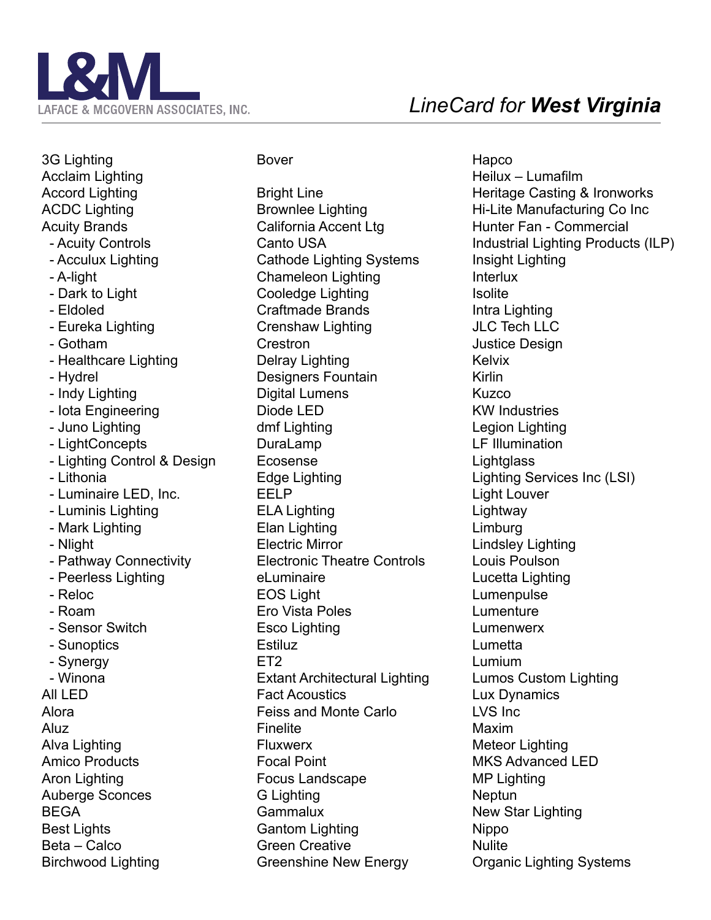**L&M**
LAFACE & MCGOVERN ASSOCIATES, INC.

# *LineCard for* ***West Virginia***

3G Lighting
Acclaim Lighting
Accord Lighting
ACDC Lighting
Acuity Brands
- Acuity Controls
- Acculux Lighting
- A-light
- Dark to Light
- Eldoled
- Eureka Lighting
- Gotham
- Healthcare Lighting
- Hydrel
- Indy Lighting
- Iota Engineering
- Juno Lighting
- LightConcepts
- Lighting Control & Design
- Lithonia
- Luminaire LED, Inc.
- Luminis Lighting
- Mark Lighting
- Nlight
- Pathway Connectivity
- Peerless Lighting
- Reloc
- Roam
- Sensor Switch
- Sunoptics
- Synergy
- Winona

All LED
Alora
Aluz
Alva Lighting
Amico Products
Aron Lighting
Auberge Sconces
BEGA
Best Lights
Beta – Calco
Birchwood Lighting
Bover

Bright Line
Brownlee Lighting
California Accent Ltg
Canto USA
Cathode Lighting Systems
Chameleon Lighting
Cooledge Lighting
Craftmade Brands
Crenshaw Lighting
Crestron
Delray Lighting
Designers Fountain
Digital Lumens
Diode LED
dmf Lighting
DuraLamp
Ecosense
Edge Lighting
EELP
ELA Lighting
Elan Lighting
Electric Mirror
Electronic Theatre Controls
eLuminaire
EOS Light
Ero Vista Poles
Esco Lighting
Estiluz
ET2
Extant Architectural Lighting
Fact Acoustics
Feiss and Monte Carlo
Finelite
Fluxwerx
Focal Point
Focus Landscape
G Lighting
Gammalux
Gantom Lighting
Green Creative
Greenshine New Energy
Hapco
Heilux – Lumafilm
Heritage Casting & Ironworks
Hi-Lite Manufacturing Co Inc
Hunter Fan - Commercial
Industrial Lighting Products (ILP)
Insight Lighting
Interlux
Isolite
Intra Lighting
JLC Tech LLC
Justice Design
Kelvix
Kirlin
Kuzco
KW Industries
Legion Lighting
LF Illumination
Lightglass
Lighting Services Inc (LSI)
Light Louver
Lightway
Limburg
Lindsley Lighting
Louis Poulson
Lucetta Lighting
Lumenpulse
Lumenture
Lumenwerx
Lumetta
Lumium
Lumos Custom Lighting
Lux Dynamics
LVS Inc
Maxim
Meteor Lighting
MKS Advanced LED
MP Lighting
Neptun
New Star Lighting
Nippo
Nulite
Organic Lighting Systems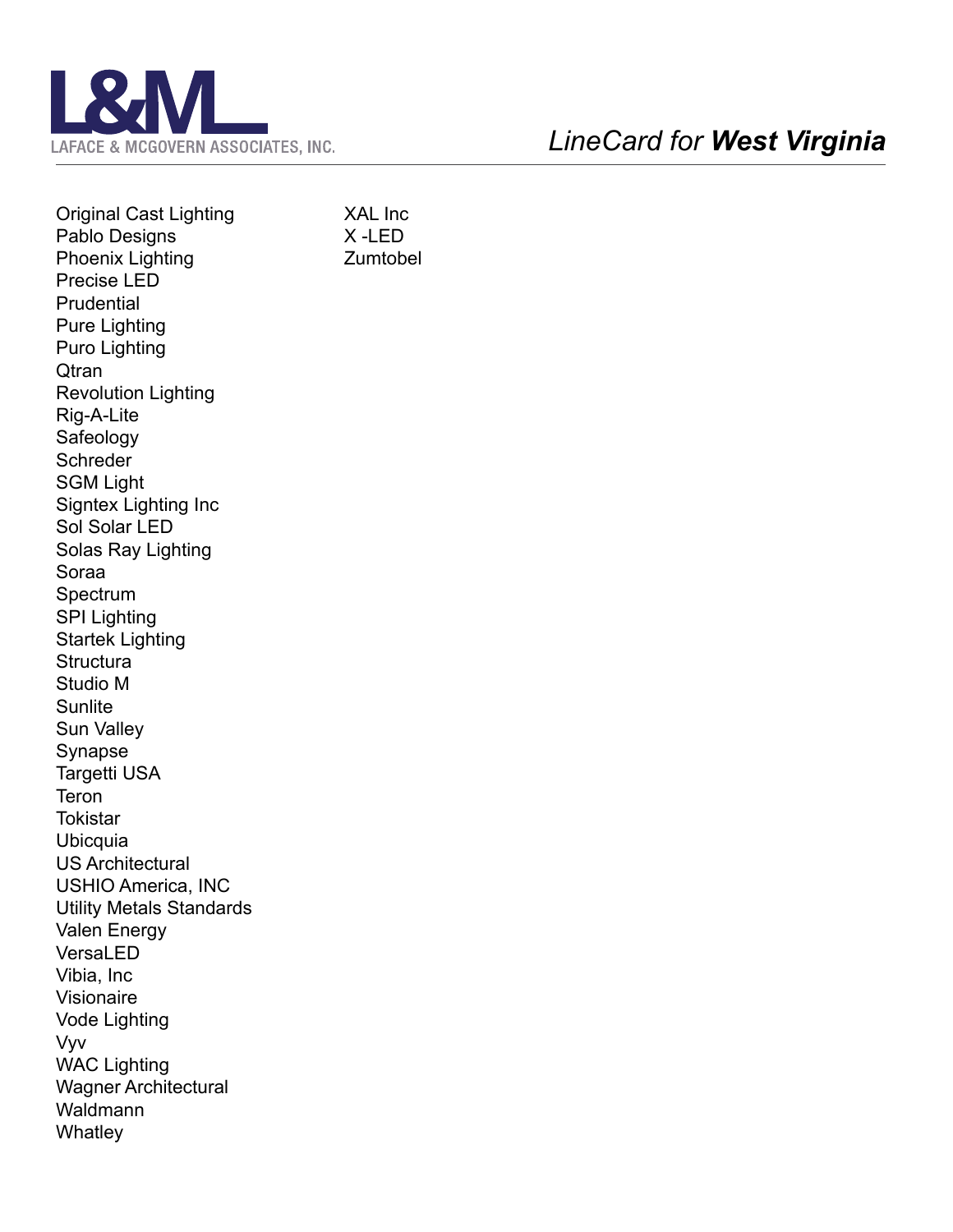- Original Cast Lighting
- Pablo Designs
- Phoenix Lighting
- Precise LED
- Prudential
- Pure Lighting
- Puro Lighting
- Qtran
- Revolution Lighting
- Rig-A-Lite
- Safeology
- Schreder
- SGM Light
- Signtex Lighting Inc
- Sol Solar LED
- Solas Ray Lighting
- Soraa
- Spectrum
- SPI Lighting
- Startek Lighting
- Structura
- Studio M
- Sunlite
- Sun Valley
- Synapse
- Targetti USA
- Teron
- Tokistar
- Ubicquia
- US Architectural
- USHIO America, INC
- Utility Metals Standards
- Valen Energy
- VersaLED
- Vibia, Inc
- Visionaire
- Vode Lighting
- Vyv
- WAC Lighting
- Wagner Architectural
- Waldmann
- Whatley
- XAL Inc
- X -LED
- Zumtobel